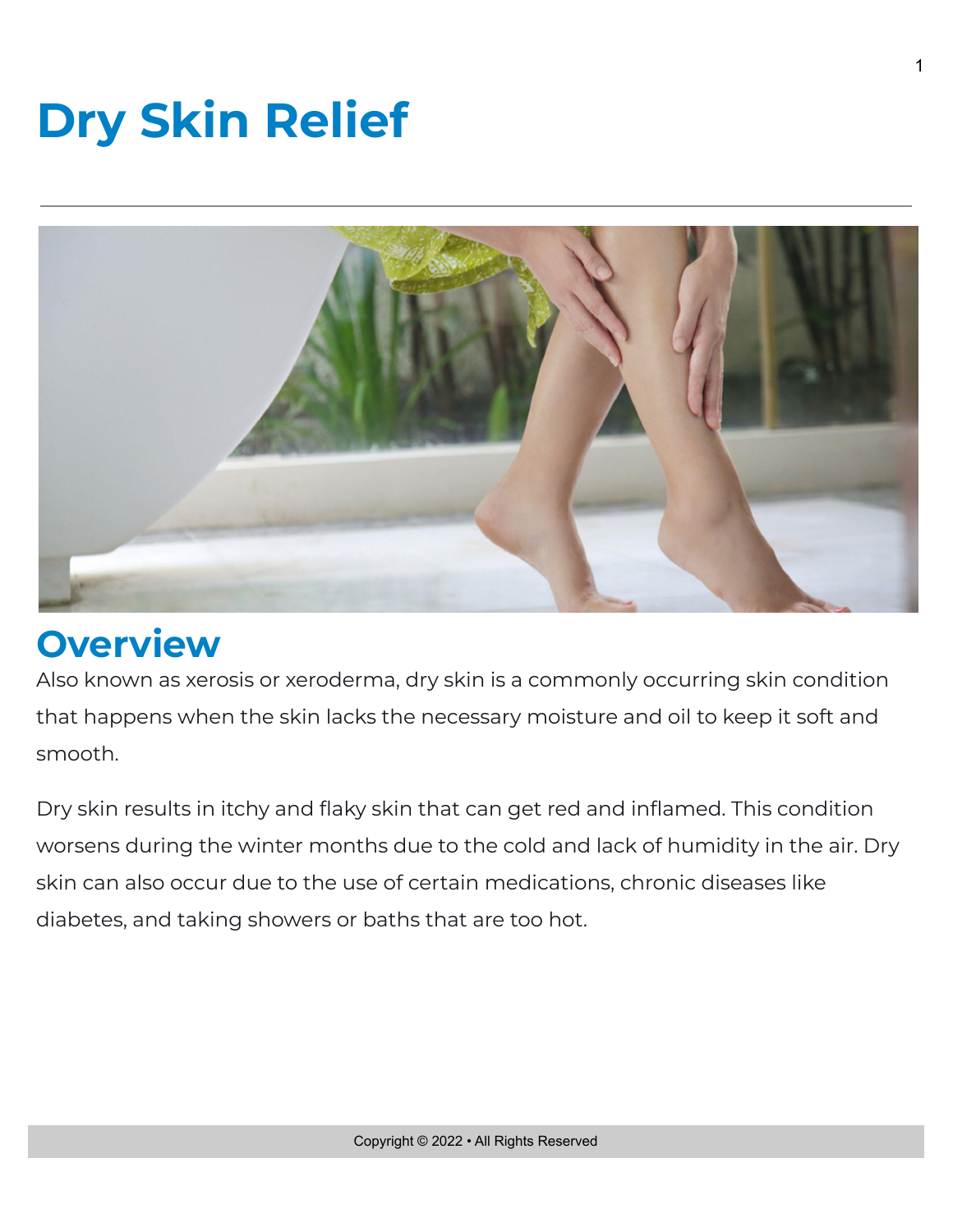# Dry Skin Relief

## Overview

Also known as xerosis or xeroderma, dry skin is a commonly occurring skin condition that happens when the skin lacks the necessary moisture and oil to keep it soft and smooth.

Dry skin results in itchy and flaky skin that can get red and inflamed. This condition worsens during the winter months due to the cold and lack of humidity in the air. Dry skin can also occur due to the use of certain medications, chronic diseases like diabetes, and taking showers or baths that are too hot.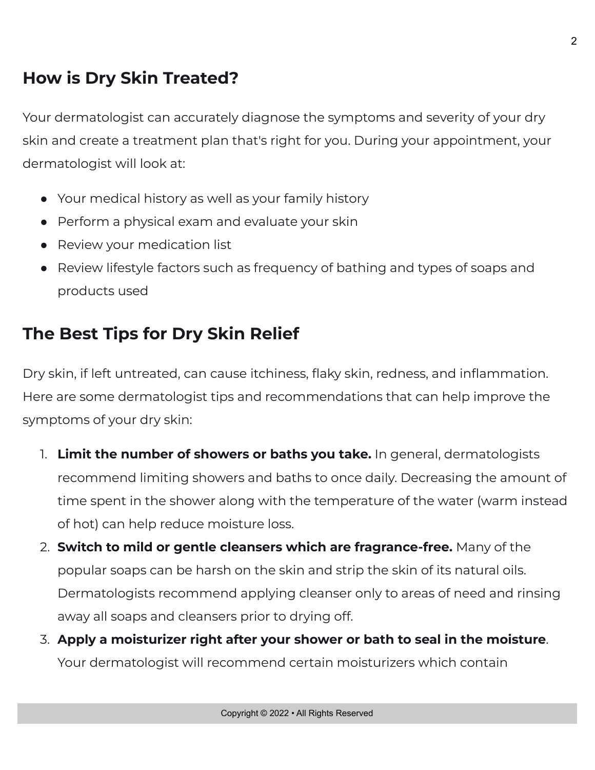## How is Dry Skin Treated?

Your dermatologist can accurately diagnose the symptoms and severity of your dry skin and create a treatment plan that's right for you. During your appointment, your dermatologist will look at:

- Your medical history as well as your family history
- Perform a physical exam and evaluate your skin
- Review your medication list
- Review lifestyle factors such as frequency of bathing and types of soaps and products used

## The Best Tips for Dry Skin Relief

Dry skin, if left untreated, can cause itchiness, flaky skin, redness, and inflammation. Here are some dermatologist tips and recommendations that can help improve the symptoms of your dry skin:

1. **Limit the number of showers or baths you take.** In general, dermatologists recommend limiting showers and baths to once daily. Decreasing the amount of time spent in the shower along with the temperature of the water (warm instead of hot) can help reduce moisture loss.
2. **Switch to mild or gentle cleansers which are fragrance-free.** Many of the popular soaps can be harsh on the skin and strip the skin of its natural oils. Dermatologists recommend applying cleanser only to areas of need and rinsing away all soaps and cleansers prior to drying off.
3. **Apply a moisturizer right after your shower or bath to seal in the moisture**. Your dermatologist will recommend certain moisturizers which contain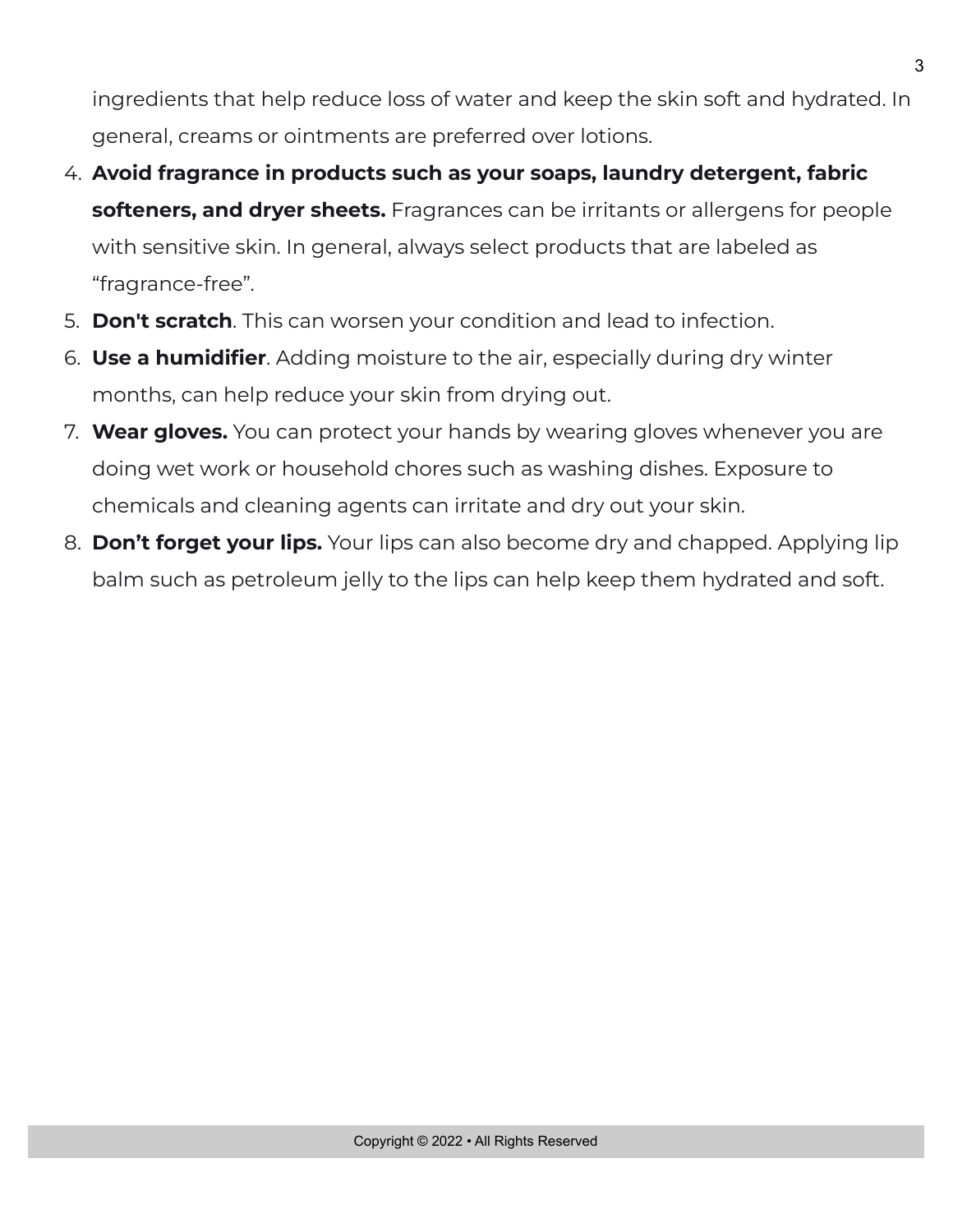ingredients that help reduce loss of water and keep the skin soft and hydrated. In general, creams or ointments are preferred over lotions.

4. **Avoid fragrance in products such as your soaps, laundry detergent, fabric softeners, and dryer sheets.** Fragrances can be irritants or allergens for people with sensitive skin. In general, always select products that are labeled as "fragrance-free".
5. **Don't scratch**. This can worsen your condition and lead to infection.
6. **Use a humidifier**. Adding moisture to the air, especially during dry winter months, can help reduce your skin from drying out.
7. **Wear gloves.** You can protect your hands by wearing gloves whenever you are doing wet work or household chores such as washing dishes. Exposure to chemicals and cleaning agents can irritate and dry out your skin.
8. **Don't forget your lips.** Your lips can also become dry and chapped. Applying lip balm such as petroleum jelly to the lips can help keep them hydrated and soft.